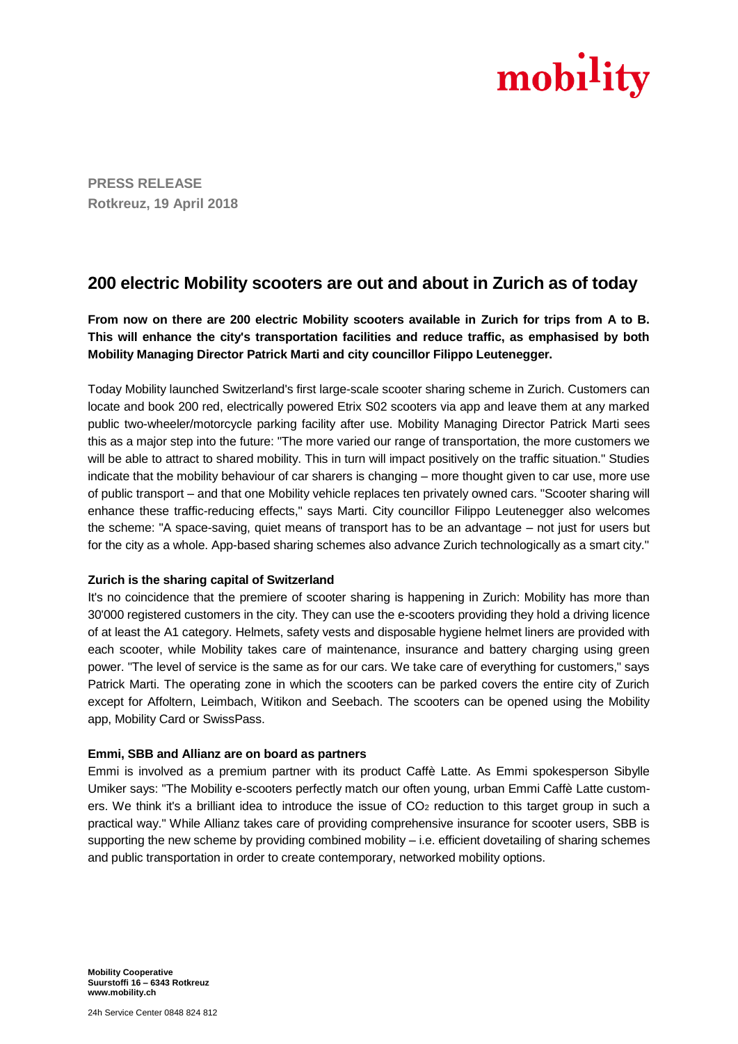mobility

**PRESS RELEASE**
**Rotkreuz, 19 April 2018**

# 200 electric Mobility scooters are out and about in Zurich as of today

**From now on there are 200 electric Mobility scooters available in Zurich for trips from A to B. This will enhance the city's transportation facilities and reduce traffic, as emphasised by both Mobility Managing Director Patrick Marti and city councillor Filippo Leutenegger.**

Today Mobility launched Switzerland's first large-scale scooter sharing scheme in Zurich. Customers can locate and book 200 red, electrically powered Etrix S02 scooters via app and leave them at any marked public two-wheeler/motorcycle parking facility after use. Mobility Managing Director Patrick Marti sees this as a major step into the future: "The more varied our range of transportation, the more customers we will be able to attract to shared mobility. This in turn will impact positively on the traffic situation." Studies indicate that the mobility behaviour of car sharers is changing – more thought given to car use, more use of public transport – and that one Mobility vehicle replaces ten privately owned cars. "Scooter sharing will enhance these traffic-reducing effects," says Marti. City councillor Filippo Leutenegger also welcomes the scheme: "A space-saving, quiet means of transport has to be an advantage – not just for users but for the city as a whole. App-based sharing schemes also advance Zurich technologically as a smart city."

### Zurich is the sharing capital of Switzerland

It's no coincidence that the premiere of scooter sharing is happening in Zurich: Mobility has more than 30'000 registered customers in the city. They can use the e-scooters providing they hold a driving licence of at least the A1 category. Helmets, safety vests and disposable hygiene helmet liners are provided with each scooter, while Mobility takes care of maintenance, insurance and battery charging using green power. "The level of service is the same as for our cars. We take care of everything for customers," says Patrick Marti. The operating zone in which the scooters can be parked covers the entire city of Zurich except for Affoltern, Leimbach, Witikon and Seebach. The scooters can be opened using the Mobility app, Mobility Card or SwissPass.

### Emmi, SBB and Allianz are on board as partners

Emmi is involved as a premium partner with its product Caffè Latte. As Emmi spokesperson Sibylle Umiker says: "The Mobility e-scooters perfectly match our often young, urban Emmi Caffè Latte customers. We think it's a brilliant idea to introduce the issue of $CO_2$ reduction to this target group in such a practical way." While Allianz takes care of providing comprehensive insurance for scooter users, SBB is supporting the new scheme by providing combined mobility – i.e. efficient dovetailing of sharing schemes and public transportation in order to create contemporary, networked mobility options.

**Mobility Cooperative**
**Suurstoffi 16 – 6343 Rotkreuz**
**www.mobility.ch**

24h Service Center 0848 824 812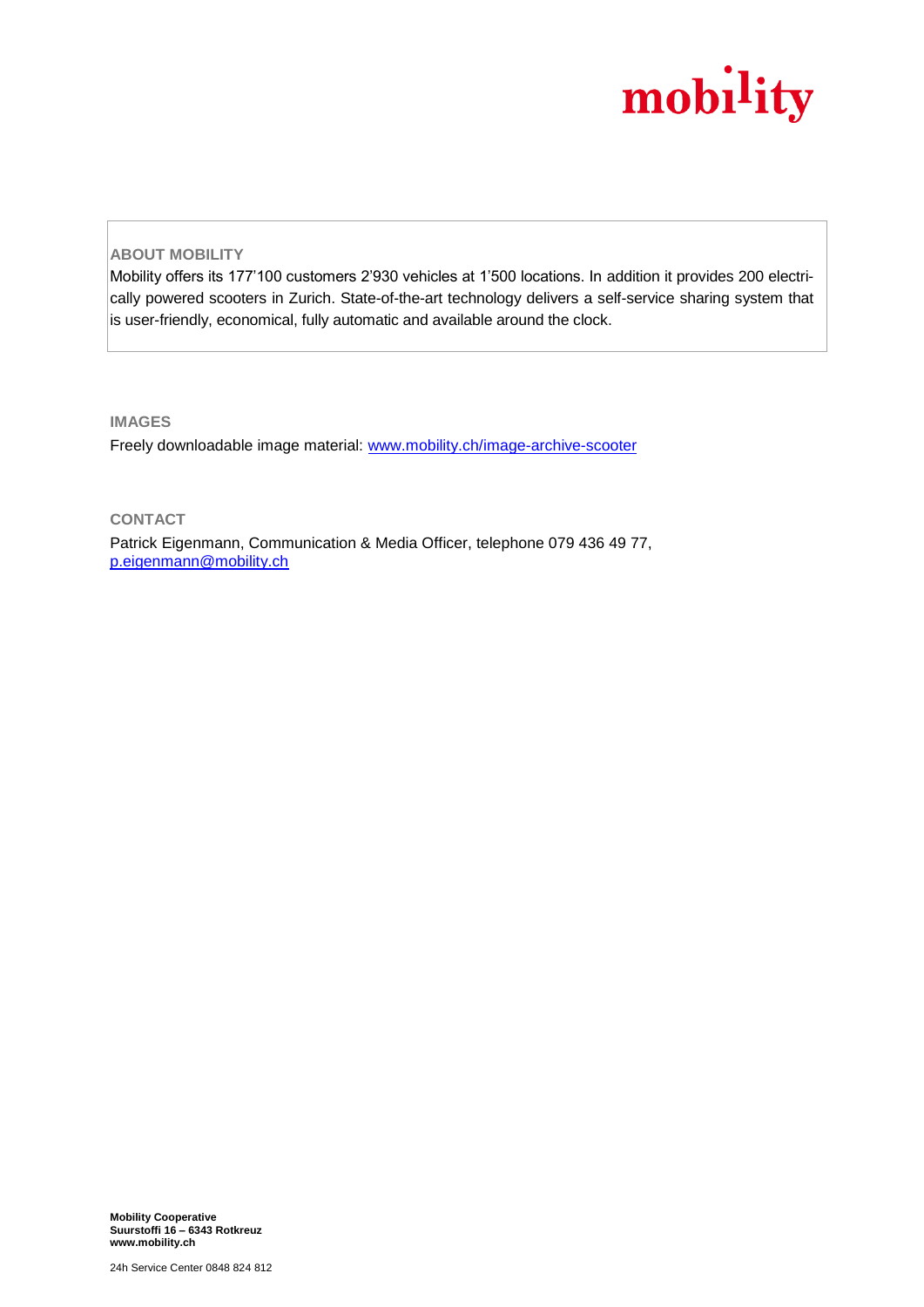## ABOUT MOBILITY

Mobility offers its 177’100 customers 2’930 vehicles at 1’500 locations. In addition it provides 200 electrically powered scooters in Zurich. State-of-the-art technology delivers a self-service sharing system that is user-friendly, economical, fully automatic and available around the clock.

## IMAGES

Freely downloadable image material: www.mobility.ch/image-archive-scooter

## CONTACT

Patrick Eigenmann, Communication & Media Officer, telephone 079 436 49 77, p.eigenmann@mobility.ch

**Mobility Cooperative**
**Suurstoffi 16 – 6343 Rotkreuz**
**www.mobility.ch**

24h Service Center 0848 824 812